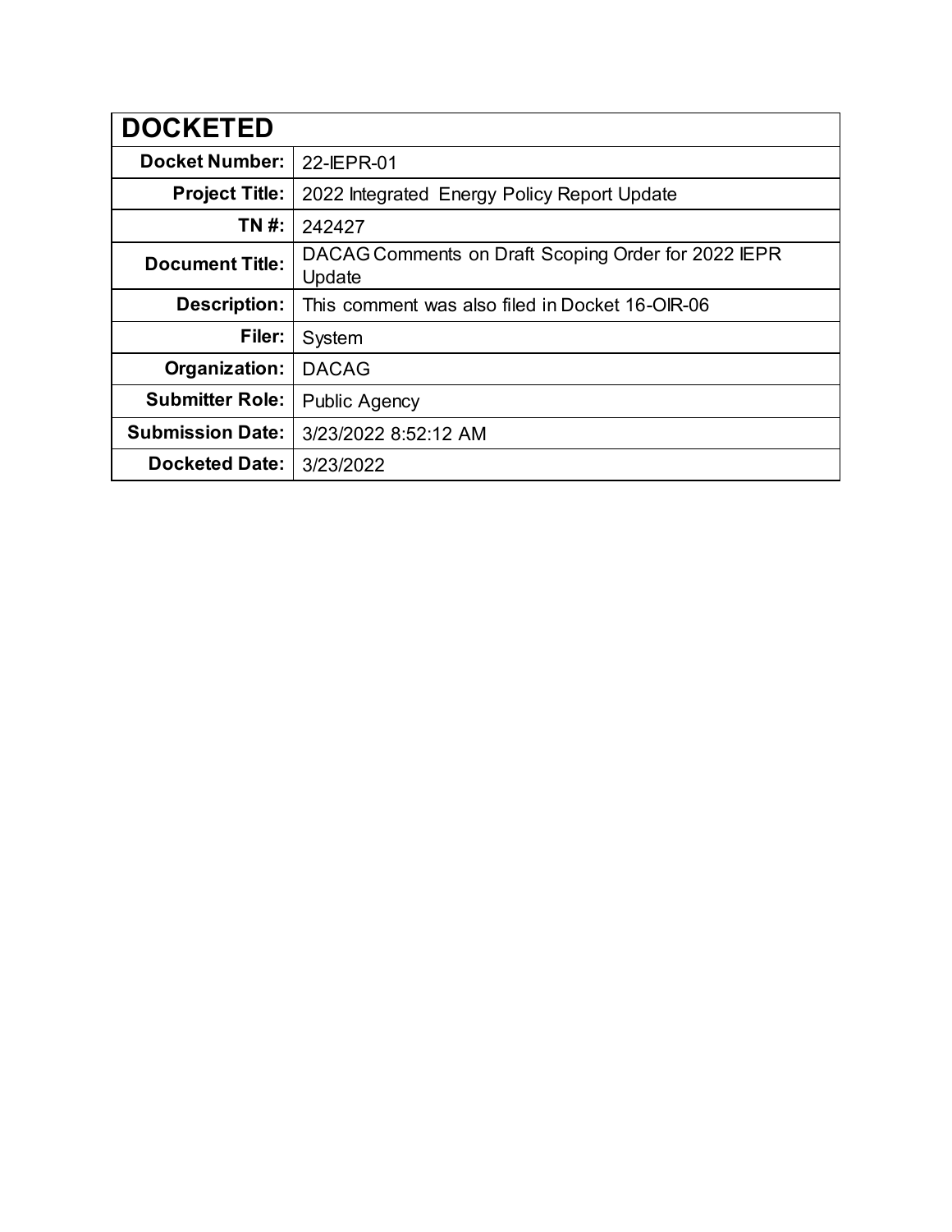| DOCKETED | |
| --- | --- |
| **Docket Number:** | 22-IEPR-01 |
| **Project Title:** | 2022 Integrated Energy Policy Report Update |
| **TN #:** | 242427 |
| **Document Title:** | DACAG Comments on Draft Scoping Order for 2022 IEPR Update |
| **Description:** | This comment was also filed in Docket 16-OIR-06 |
| **Filer:** | System |
| **Organization:** | DACAG |
| **Submitter Role:** | Public Agency |
| **Submission Date:** | 3/23/2022 8:52:12 AM |
| **Docketed Date:** | 3/23/2022 |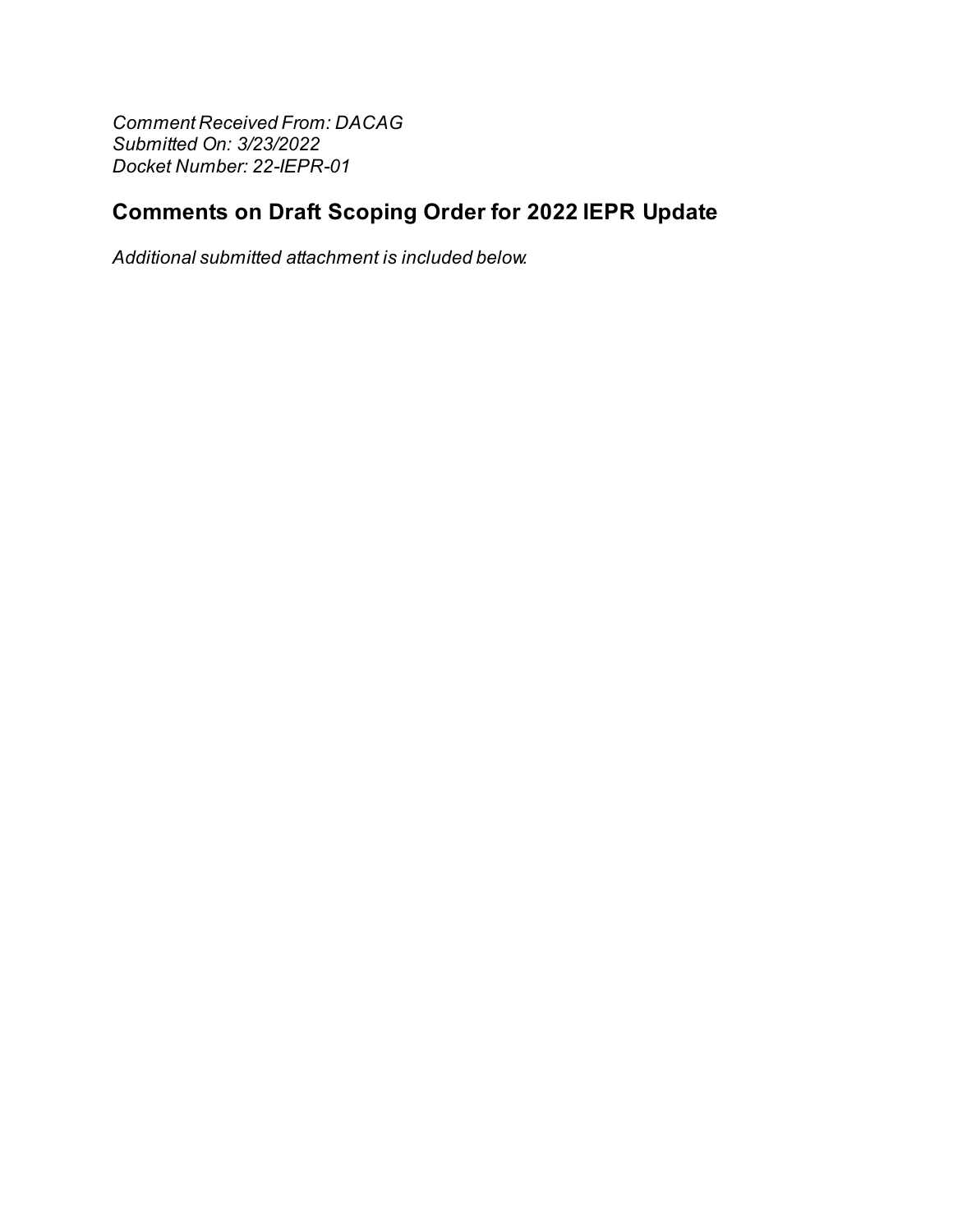*Comment Received From: DACAG*
*Submitted On: 3/23/2022*
*Docket Number: 22-IEPR-01*

## Comments on Draft Scoping Order for 2022 IEPR Update

*Additional submitted attachment is included below.*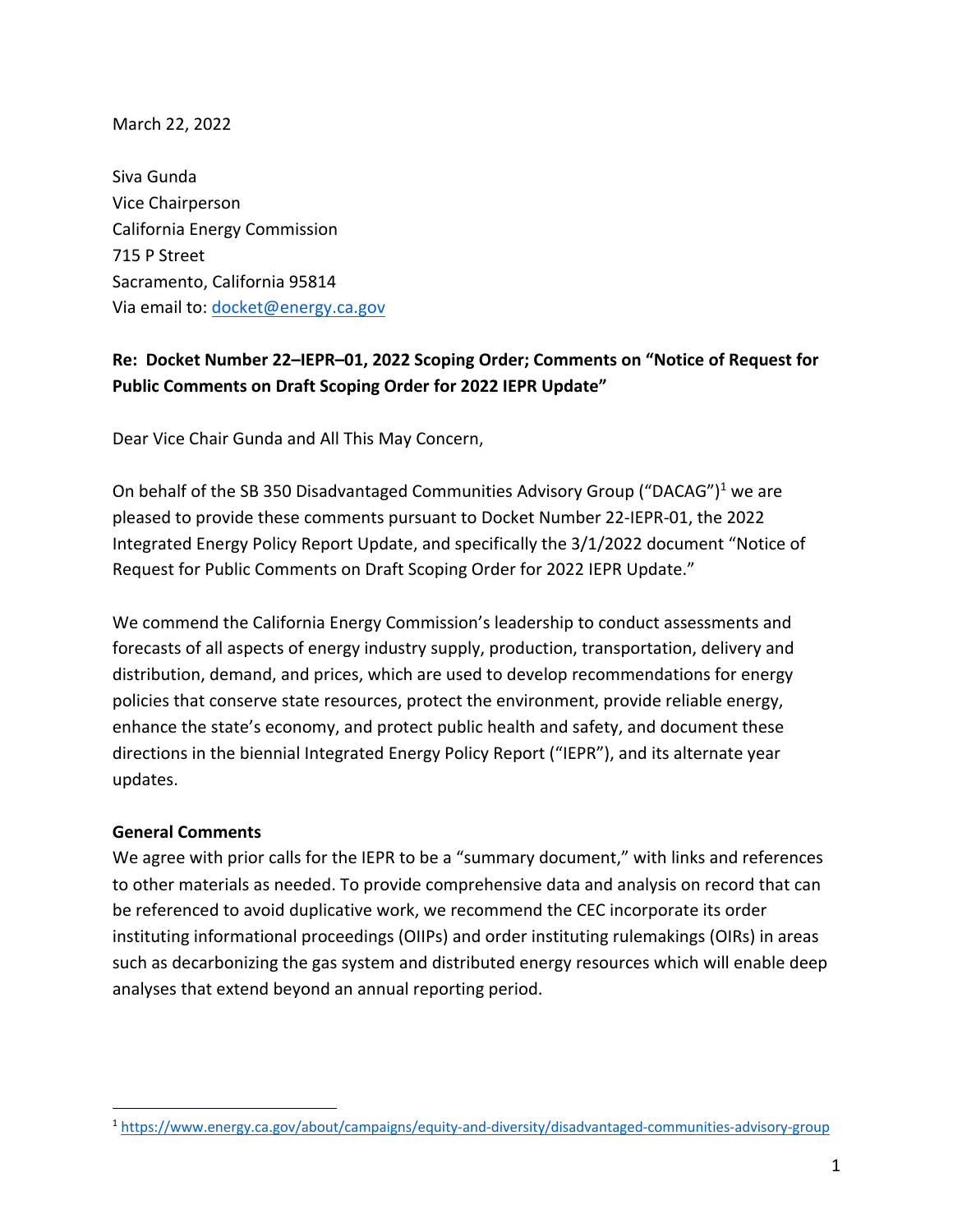March 22, 2022

Siva Gunda  
Vice Chairperson  
California Energy Commission  
715 P Street  
Sacramento, California 95814  
Via email to: docket@energy.ca.gov

**Re: Docket Number 22–IEPR–01, 2022 Scoping Order; Comments on "Notice of Request for Public Comments on Draft Scoping Order for 2022 IEPR Update"**

Dear Vice Chair Gunda and All This May Concern,

On behalf of the SB 350 Disadvantaged Communities Advisory Group ("DACAG")[1] we are pleased to provide these comments pursuant to Docket Number 22-IEPR-01, the 2022 Integrated Energy Policy Report Update, and specifically the 3/1/2022 document "Notice of Request for Public Comments on Draft Scoping Order for 2022 IEPR Update."

We commend the California Energy Commission's leadership to conduct assessments and forecasts of all aspects of energy industry supply, production, transportation, delivery and distribution, demand, and prices, which are used to develop recommendations for energy policies that conserve state resources, protect the environment, provide reliable energy, enhance the state's economy, and protect public health and safety, and document these directions in the biennial Integrated Energy Policy Report ("IEPR"), and its alternate year updates.

**General Comments**

We agree with prior calls for the IEPR to be a "summary document," with links and references to other materials as needed. To provide comprehensive data and analysis on record that can be referenced to avoid duplicative work, we recommend the CEC incorporate its order instituting informational proceedings (OIIPs) and order instituting rulemakings (OIRs) in areas such as decarbonizing the gas system and distributed energy resources which will enable deep analyses that extend beyond an annual reporting period.

[1] https://www.energy.ca.gov/about/campaigns/equity-and-diversity/disadvantaged-communities-advisory-group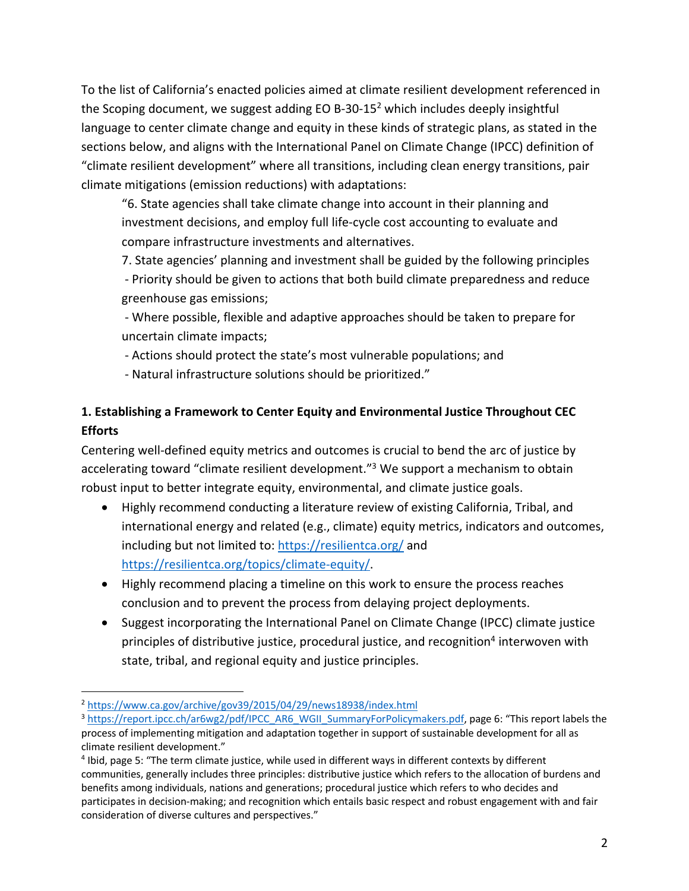To the list of California's enacted policies aimed at climate resilient development referenced in the Scoping document, we suggest adding EO B-30-15[2] which includes deeply insightful language to center climate change and equity in these kinds of strategic plans, as stated in the sections below, and aligns with the International Panel on Climate Change (IPCC) definition of "climate resilient development" where all transitions, including clean energy transitions, pair climate mitigations (emission reductions) with adaptations:

> "6. State agencies shall take climate change into account in their planning and investment decisions, and employ full life-cycle cost accounting to evaluate and compare infrastructure investments and alternatives.
>
> 7. State agencies' planning and investment shall be guided by the following principles
>
> - Priority should be given to actions that both build climate preparedness and reduce greenhouse gas emissions;
> - Where possible, flexible and adaptive approaches should be taken to prepare for uncertain climate impacts;
> - Actions should protect the state's most vulnerable populations; and
> - Natural infrastructure solutions should be prioritized."

## 1. Establishing a Framework to Center Equity and Environmental Justice Throughout CEC Efforts

Centering well-defined equity metrics and outcomes is crucial to bend the arc of justice by accelerating toward "climate resilient development."[3] We support a mechanism to obtain robust input to better integrate equity, environmental, and climate justice goals.

- Highly recommend conducting a literature review of existing California, Tribal, and international energy and related (e.g., climate) equity metrics, indicators and outcomes, including but not limited to: https://resilientca.org/ and https://resilientca.org/topics/climate-equity/.
- Highly recommend placing a timeline on this work to ensure the process reaches conclusion and to prevent the process from delaying project deployments.
- Suggest incorporating the International Panel on Climate Change (IPCC) climate justice principles of distributive justice, procedural justice, and recognition[4] interwoven with state, tribal, and regional equity and justice principles.

---

[2] https://www.ca.gov/archive/gov39/2015/04/29/news18938/index.html

[3] https://report.ipcc.ch/ar6wg2/pdf/IPCC_AR6_WGII_SummaryForPolicymakers.pdf, page 6: "This report labels the process of implementing mitigation and adaptation together in support of sustainable development for all as climate resilient development."

[4] Ibid, page 5: "The term climate justice, while used in different ways in different contexts by different communities, generally includes three principles: distributive justice which refers to the allocation of burdens and benefits among individuals, nations and generations; procedural justice which refers to who decides and participates in decision-making; and recognition which entails basic respect and robust engagement with and fair consideration of diverse cultures and perspectives."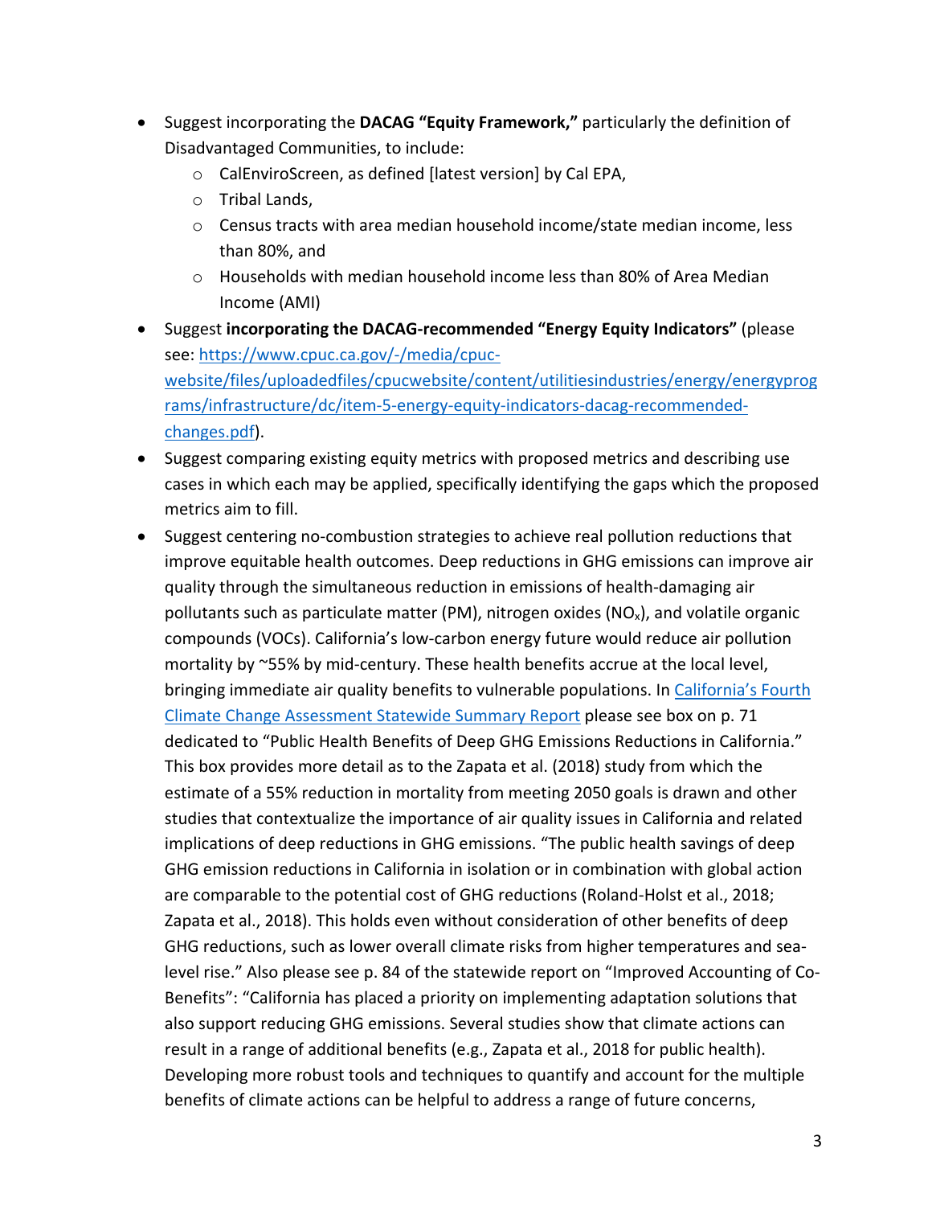- Suggest incorporating the **DACAG "Equity Framework,"** particularly the definition of Disadvantaged Communities, to include:
    - CalEnviroScreen, as defined [latest version] by Cal EPA,
    - Tribal Lands,
    - Census tracts with area median household income/state median income, less than 80%, and
    - Households with median household income less than 80% of Area Median Income (AMI)
- Suggest **incorporating the DACAG-recommended "Energy Equity Indicators"** (please see: [https://www.cpuc.ca.gov/-/media/cpuc-website/files/uploadedfiles/cpucwebsite/content/utilitiesindustries/energy/energyprograms/infrastructure/dc/item-5-energy-equity-indicators-dacag-recommended-changes.pdf](https://www.cpuc.ca.gov/-/media/cpuc-website/files/uploadedfiles/cpucwebsite/content/utilitiesindustries/energy/energyprograms/infrastructure/dc/item-5-energy-equity-indicators-dacag-recommended-changes.pdf)).
- Suggest comparing existing equity metrics with proposed metrics and describing use cases in which each may be applied, specifically identifying the gaps which the proposed metrics aim to fill.
- Suggest centering no-combustion strategies to achieve real pollution reductions that improve equitable health outcomes. Deep reductions in GHG emissions can improve air quality through the simultaneous reduction in emissions of health-damaging air pollutants such as particulate matter (PM), nitrogen oxides ($NO_x$), and volatile organic compounds (VOCs). California's low-carbon energy future would reduce air pollution mortality by ~55% by mid-century. These health benefits accrue at the local level, bringing immediate air quality benefits to vulnerable populations. In California's Fourth Climate Change Assessment Statewide Summary Report please see box on p. 71 dedicated to "Public Health Benefits of Deep GHG Emissions Reductions in California." This box provides more detail as to the Zapata et al. (2018) study from which the estimate of a 55% reduction in mortality from meeting 2050 goals is drawn and other studies that contextualize the importance of air quality issues in California and related implications of deep reductions in GHG emissions. "The public health savings of deep GHG emission reductions in California in isolation or in combination with global action are comparable to the potential cost of GHG reductions (Roland-Holst et al., 2018; Zapata et al., 2018). This holds even without consideration of other benefits of deep GHG reductions, such as lower overall climate risks from higher temperatures and sea-level rise." Also please see p. 84 of the statewide report on "Improved Accounting of Co-Benefits": "California has placed a priority on implementing adaptation solutions that also support reducing GHG emissions. Several studies show that climate actions can result in a range of additional benefits (e.g., Zapata et al., 2018 for public health). Developing more robust tools and techniques to quantify and account for the multiple benefits of climate actions can be helpful to address a range of future concerns,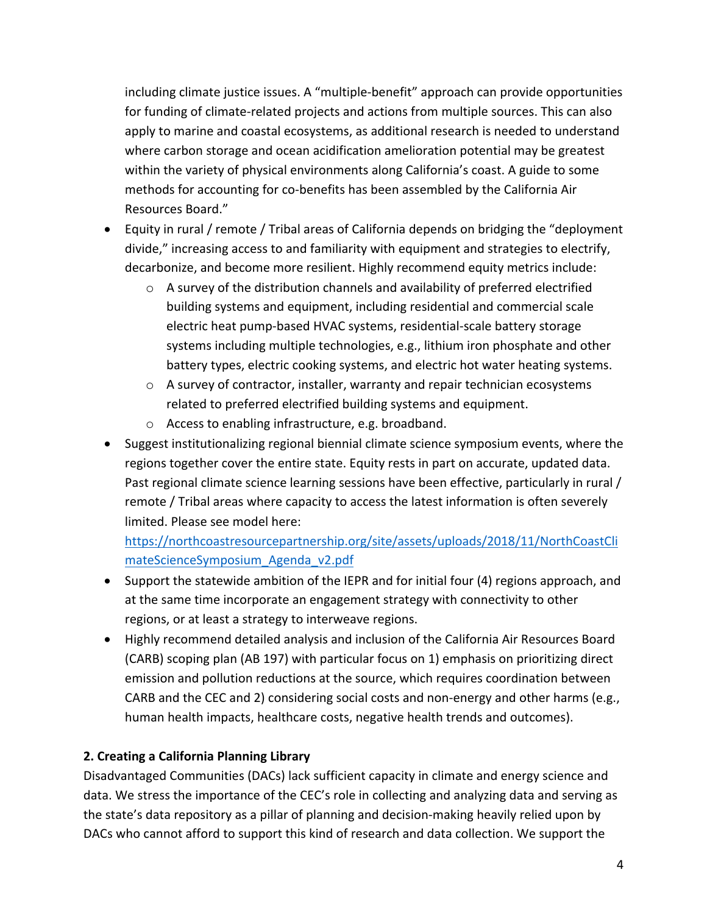including climate justice issues. A "multiple-benefit" approach can provide opportunities for funding of climate-related projects and actions from multiple sources. This can also apply to marine and coastal ecosystems, as additional research is needed to understand where carbon storage and ocean acidification amelioration potential may be greatest within the variety of physical environments along California's coast. A guide to some methods for accounting for co-benefits has been assembled by the California Air Resources Board."

- Equity in rural / remote / Tribal areas of California depends on bridging the "deployment divide," increasing access to and familiarity with equipment and strategies to electrify, decarbonize, and become more resilient. Highly recommend equity metrics include:
  - A survey of the distribution channels and availability of preferred electrified building systems and equipment, including residential and commercial scale electric heat pump-based HVAC systems, residential-scale battery storage systems including multiple technologies, e.g., lithium iron phosphate and other battery types, electric cooking systems, and electric hot water heating systems.
  - A survey of contractor, installer, warranty and repair technician ecosystems related to preferred electrified building systems and equipment.
  - Access to enabling infrastructure, e.g. broadband.
- Suggest institutionalizing regional biennial climate science symposium events, where the regions together cover the entire state. Equity rests in part on accurate, updated data. Past regional climate science learning sessions have been effective, particularly in rural / remote / Tribal areas where capacity to access the latest information is often severely limited. Please see model here: [https://northcoastresourcepartnership.org/site/assets/uploads/2018/11/NorthCoastClimateScienceSymposium_Agenda_v2.pdf](https://northcoastresourcepartnership.org/site/assets/uploads/2018/11/NorthCoastClimateScienceSymposium_Agenda_v2.pdf)
- Support the statewide ambition of the IEPR and for initial four (4) regions approach, and at the same time incorporate an engagement strategy with connectivity to other regions, or at least a strategy to interweave regions.
- Highly recommend detailed analysis and inclusion of the California Air Resources Board (CARB) scoping plan (AB 197) with particular focus on 1) emphasis on prioritizing direct emission and pollution reductions at the source, which requires coordination between CARB and the CEC and 2) considering social costs and non-energy and other harms (e.g., human health impacts, healthcare costs, negative health trends and outcomes).

**2. Creating a California Planning Library**

Disadvantaged Communities (DACs) lack sufficient capacity in climate and energy science and data. We stress the importance of the CEC's role in collecting and analyzing data and serving as the state's data repository as a pillar of planning and decision-making heavily relied upon by DACs who cannot afford to support this kind of research and data collection. We support the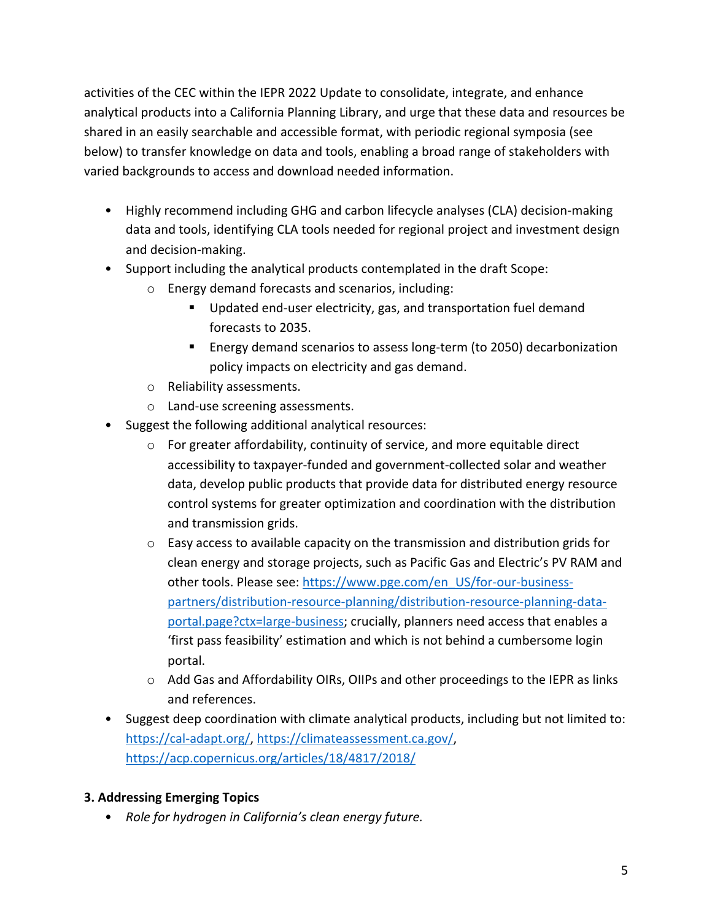activities of the CEC within the IEPR 2022 Update to consolidate, integrate, and enhance analytical products into a California Planning Library, and urge that these data and resources be shared in an easily searchable and accessible format, with periodic regional symposia (see below) to transfer knowledge on data and tools, enabling a broad range of stakeholders with varied backgrounds to access and download needed information.

- Highly recommend including GHG and carbon lifecycle analyses (CLA) decision-making data and tools, identifying CLA tools needed for regional project and investment design and decision-making.
- Support including the analytical products contemplated in the draft Scope:
  - Energy demand forecasts and scenarios, including:
    - Updated end-user electricity, gas, and transportation fuel demand forecasts to 2035.
    - Energy demand scenarios to assess long-term (to 2050) decarbonization policy impacts on electricity and gas demand.
  - Reliability assessments.
  - Land-use screening assessments.
- Suggest the following additional analytical resources:
  - For greater affordability, continuity of service, and more equitable direct accessibility to taxpayer-funded and government-collected solar and weather data, develop public products that provide data for distributed energy resource control systems for greater optimization and coordination with the distribution and transmission grids.
  - Easy access to available capacity on the transmission and distribution grids for clean energy and storage projects, such as Pacific Gas and Electric's PV RAM and other tools. Please see: [https://www.pge.com/en_US/for-our-business-partners/distribution-resource-planning/distribution-resource-planning-data-portal.page?ctx=large-business](https://www.pge.com/en_US/for-our-business-partners/distribution-resource-planning/distribution-resource-planning-data-portal.page?ctx=large-business); crucially, planners need access that enables a 'first pass feasibility' estimation and which is not behind a cumbersome login portal.
  - Add Gas and Affordability OIRs, OIIPs and other proceedings to the IEPR as links and references.
- Suggest deep coordination with climate analytical products, including but not limited to: [https://cal-adapt.org/](https://cal-adapt.org/), [https://climateassessment.ca.gov/](https://climateassessment.ca.gov/), [https://acp.copernicus.org/articles/18/4817/2018/](https://acp.copernicus.org/articles/18/4817/2018/)

### 3. Addressing Emerging Topics

- *Role for hydrogen in California's clean energy future.*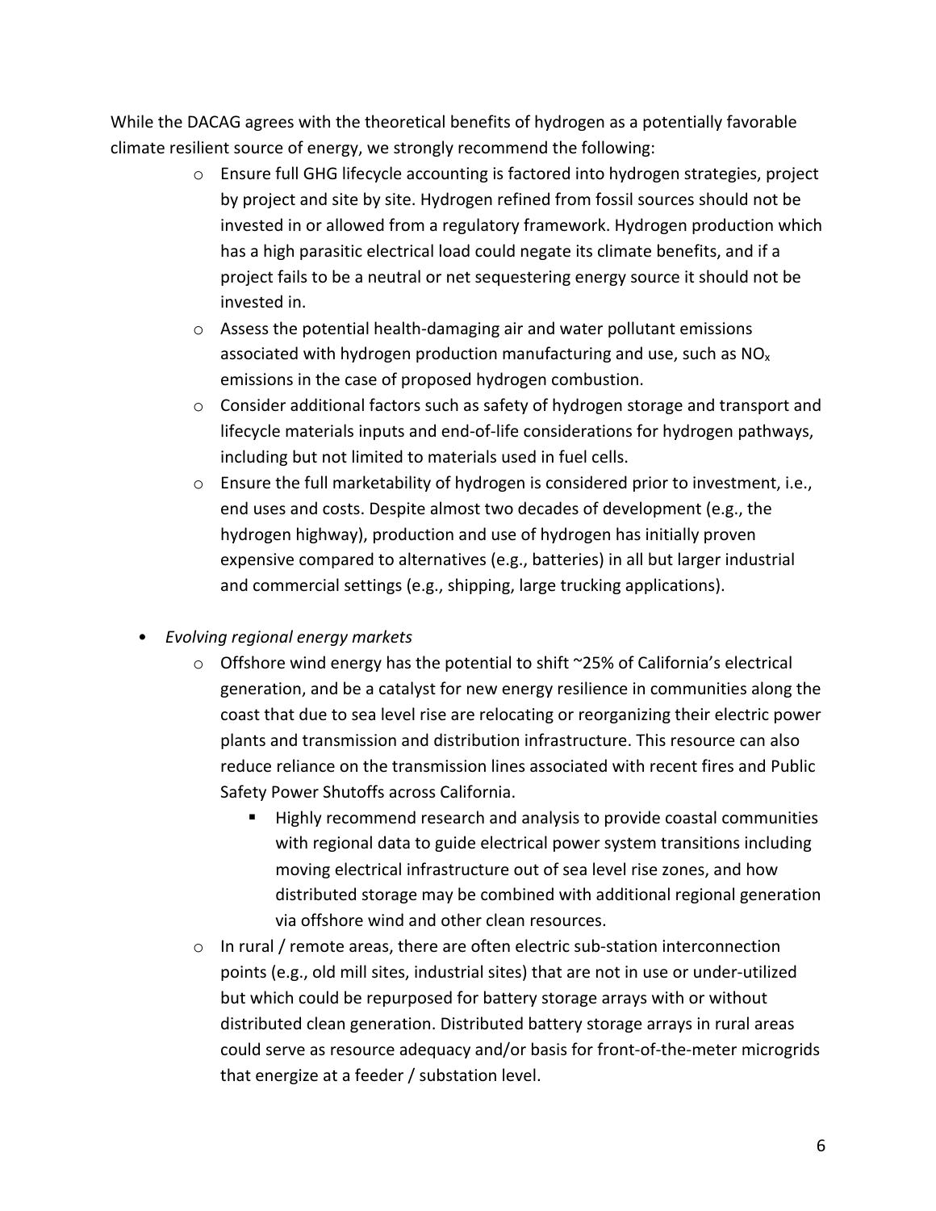While the DACAG agrees with the theoretical benefits of hydrogen as a potentially favorable climate resilient source of energy, we strongly recommend the following:

- Ensure full GHG lifecycle accounting is factored into hydrogen strategies, project by project and site by site. Hydrogen refined from fossil sources should not be invested in or allowed from a regulatory framework. Hydrogen production which has a high parasitic electrical load could negate its climate benefits, and if a project fails to be a neutral or net sequestering energy source it should not be invested in.
- Assess the potential health-damaging air and water pollutant emissions associated with hydrogen production manufacturing and use, such as $NO_x$ emissions in the case of proposed hydrogen combustion.
- Consider additional factors such as safety of hydrogen storage and transport and lifecycle materials inputs and end-of-life considerations for hydrogen pathways, including but not limited to materials used in fuel cells.
- Ensure the full marketability of hydrogen is considered prior to investment, i.e., end uses and costs. Despite almost two decades of development (e.g., the hydrogen highway), production and use of hydrogen has initially proven expensive compared to alternatives (e.g., batteries) in all but larger industrial and commercial settings (e.g., shipping, large trucking applications).

- *Evolving regional energy markets*
  - Offshore wind energy has the potential to shift ~25% of California's electrical generation, and be a catalyst for new energy resilience in communities along the coast that due to sea level rise are relocating or reorganizing their electric power plants and transmission and distribution infrastructure. This resource can also reduce reliance on the transmission lines associated with recent fires and Public Safety Power Shutoffs across California.
    - Highly recommend research and analysis to provide coastal communities with regional data to guide electrical power system transitions including moving electrical infrastructure out of sea level rise zones, and how distributed storage may be combined with additional regional generation via offshore wind and other clean resources.
  - In rural / remote areas, there are often electric sub-station interconnection points (e.g., old mill sites, industrial sites) that are not in use or under-utilized but which could be repurposed for battery storage arrays with or without distributed clean generation. Distributed battery storage arrays in rural areas could serve as resource adequacy and/or basis for front-of-the-meter microgrids that energize at a feeder / substation level.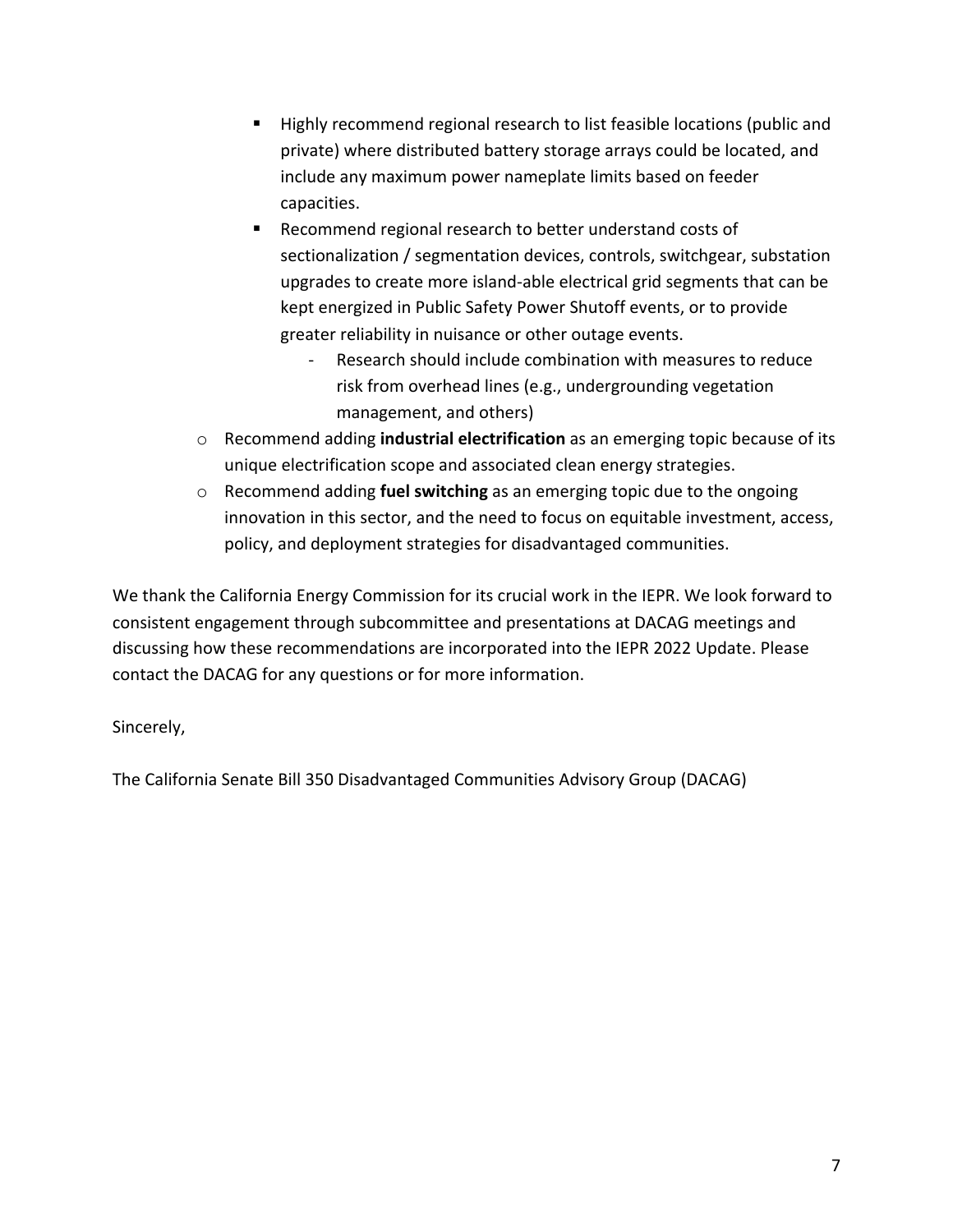- Highly recommend regional research to list feasible locations (public and private) where distributed battery storage arrays could be located, and include any maximum power nameplate limits based on feeder capacities.
    - Recommend regional research to better understand costs of sectionalization / segmentation devices, controls, switchgear, substation upgrades to create more island-able electrical grid segments that can be kept energized in Public Safety Power Shutoff events, or to provide greater reliability in nuisance or other outage events.
        - Research should include combination with measures to reduce risk from overhead lines (e.g., undergrounding vegetation management, and others)
- Recommend adding **industrial electrification** as an emerging topic because of its unique electrification scope and associated clean energy strategies.
- Recommend adding **fuel switching** as an emerging topic due to the ongoing innovation in this sector, and the need to focus on equitable investment, access, policy, and deployment strategies for disadvantaged communities.

We thank the California Energy Commission for its crucial work in the IEPR. We look forward to consistent engagement through subcommittee and presentations at DACAG meetings and discussing how these recommendations are incorporated into the IEPR 2022 Update. Please contact the DACAG for any questions or for more information.

Sincerely,

The California Senate Bill 350 Disadvantaged Communities Advisory Group (DACAG)